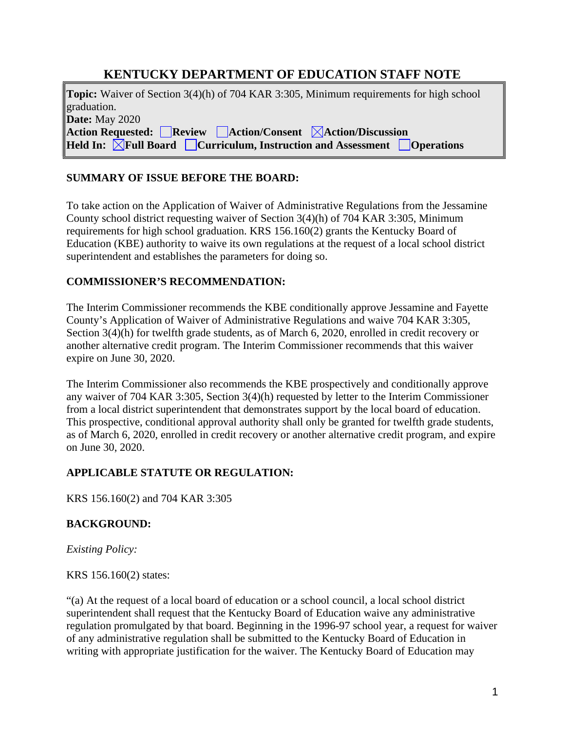# KENTUCKY DEPARTMENT OF EDUCATION STAFF NOTE

**Topic:** Waiver of Section 3(4)(h) of 704 KAR 3:305, Minimum requirements for high school graduation.
**Date:** May 2020
**Action Requested:** ☐ **Review** ☐ **Action/Consent** ☒ **Action/Discussion**
**Held In:** ☒ **Full Board** ☐ **Curriculum, Instruction and Assessment** ☐ **Operations**

## SUMMARY OF ISSUE BEFORE THE BOARD:

To take action on the Application of Waiver of Administrative Regulations from the Jessamine County school district requesting waiver of Section 3(4)(h) of 704 KAR 3:305, Minimum requirements for high school graduation. KRS 156.160(2) grants the Kentucky Board of Education (KBE) authority to waive its own regulations at the request of a local school district superintendent and establishes the parameters for doing so.

## COMMISSIONER'S RECOMMENDATION:

The Interim Commissioner recommends the KBE conditionally approve Jessamine and Fayette County's Application of Waiver of Administrative Regulations and waive 704 KAR 3:305, Section 3(4)(h) for twelfth grade students, as of March 6, 2020, enrolled in credit recovery or another alternative credit program. The Interim Commissioner recommends that this waiver expire on June 30, 2020.

The Interim Commissioner also recommends the KBE prospectively and conditionally approve any waiver of 704 KAR 3:305, Section 3(4)(h) requested by letter to the Interim Commissioner from a local district superintendent that demonstrates support by the local board of education. This prospective, conditional approval authority shall only be granted for twelfth grade students, as of March 6, 2020, enrolled in credit recovery or another alternative credit program, and expire on June 30, 2020.

## APPLICABLE STATUTE OR REGULATION:

KRS 156.160(2) and 704 KAR 3:305

## BACKGROUND:

*Existing Policy:*

KRS 156.160(2) states:

"(a) At the request of a local board of education or a school council, a local school district superintendent shall request that the Kentucky Board of Education waive any administrative regulation promulgated by that board. Beginning in the 1996-97 school year, a request for waiver of any administrative regulation shall be submitted to the Kentucky Board of Education in writing with appropriate justification for the waiver. The Kentucky Board of Education may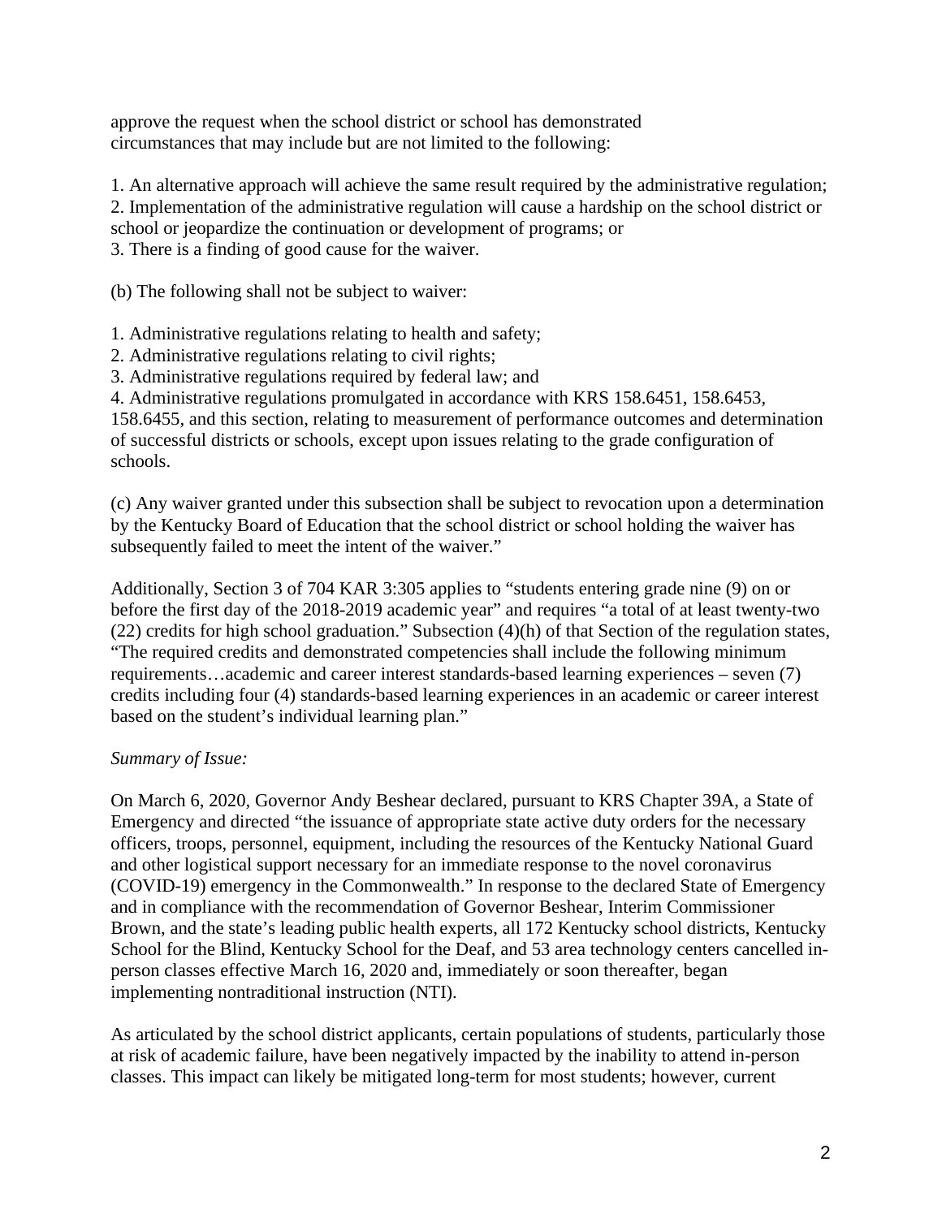approve the request when the school district or school has demonstrated circumstances that may include but are not limited to the following:

1. An alternative approach will achieve the same result required by the administrative regulation;
2. Implementation of the administrative regulation will cause a hardship on the school district or school or jeopardize the continuation or development of programs; or
3. There is a finding of good cause for the waiver.

(b) The following shall not be subject to waiver:

1. Administrative regulations relating to health and safety;
2. Administrative regulations relating to civil rights;
3. Administrative regulations required by federal law; and
4. Administrative regulations promulgated in accordance with KRS 158.6451, 158.6453, 158.6455, and this section, relating to measurement of performance outcomes and determination of successful districts or schools, except upon issues relating to the grade configuration of schools.

(c) Any waiver granted under this subsection shall be subject to revocation upon a determination by the Kentucky Board of Education that the school district or school holding the waiver has subsequently failed to meet the intent of the waiver."

Additionally, Section 3 of 704 KAR 3:305 applies to "students entering grade nine (9) on or before the first day of the 2018-2019 academic year" and requires "a total of at least twenty-two (22) credits for high school graduation." Subsection (4)(h) of that Section of the regulation states, "The required credits and demonstrated competencies shall include the following minimum requirements…academic and career interest standards-based learning experiences – seven (7) credits including four (4) standards-based learning experiences in an academic or career interest based on the student's individual learning plan."

*Summary of Issue:*

On March 6, 2020, Governor Andy Beshear declared, pursuant to KRS Chapter 39A, a State of Emergency and directed "the issuance of appropriate state active duty orders for the necessary officers, troops, personnel, equipment, including the resources of the Kentucky National Guard and other logistical support necessary for an immediate response to the novel coronavirus (COVID-19) emergency in the Commonwealth." In response to the declared State of Emergency and in compliance with the recommendation of Governor Beshear, Interim Commissioner Brown, and the state's leading public health experts, all 172 Kentucky school districts, Kentucky School for the Blind, Kentucky School for the Deaf, and 53 area technology centers cancelled in-person classes effective March 16, 2020 and, immediately or soon thereafter, began implementing nontraditional instruction (NTI).

As articulated by the school district applicants, certain populations of students, particularly those at risk of academic failure, have been negatively impacted by the inability to attend in-person classes. This impact can likely be mitigated long-term for most students; however, current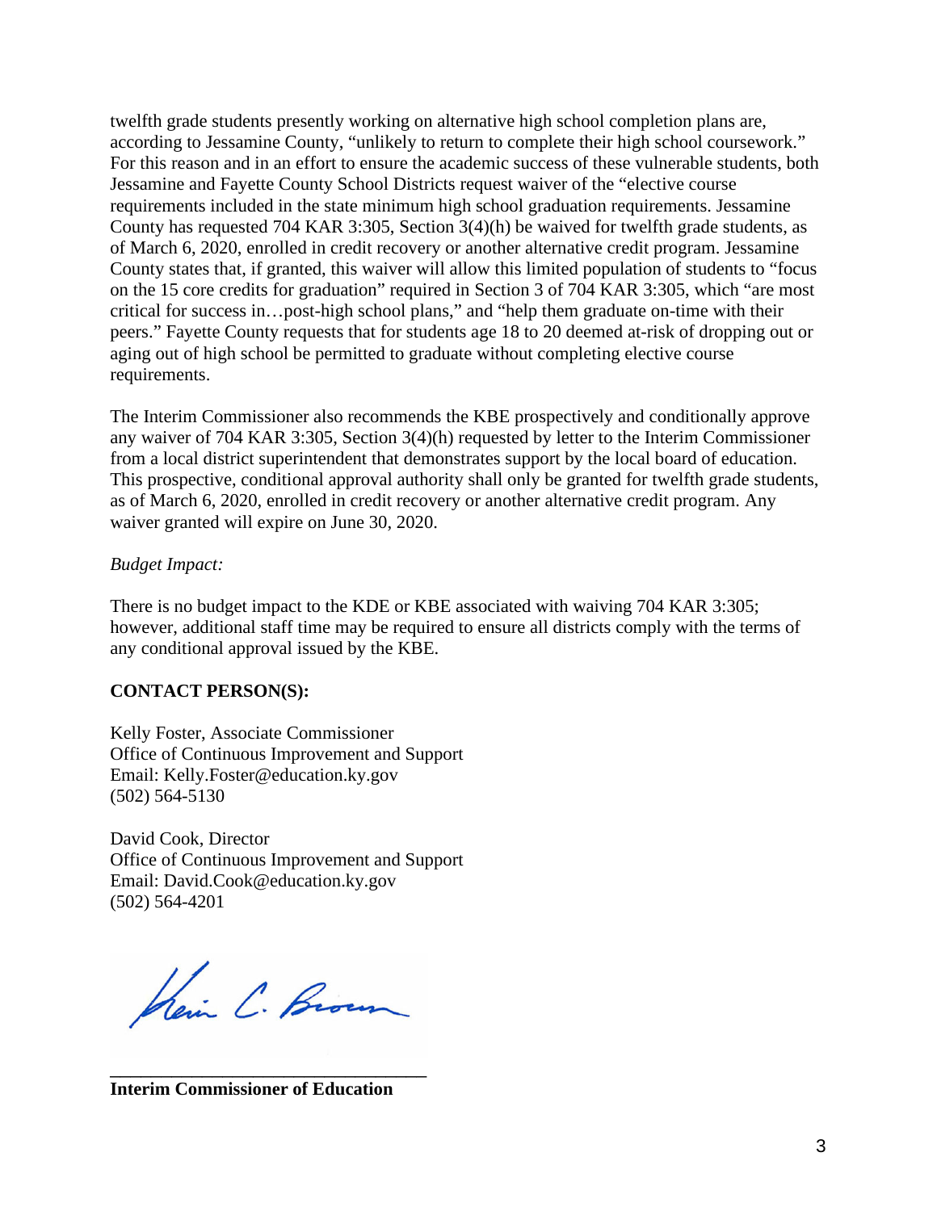twelfth grade students presently working on alternative high school completion plans are, according to Jessamine County, "unlikely to return to complete their high school coursework." For this reason and in an effort to ensure the academic success of these vulnerable students, both Jessamine and Fayette County School Districts request waiver of the "elective course requirements included in the state minimum high school graduation requirements. Jessamine County has requested 704 KAR 3:305, Section 3(4)(h) be waived for twelfth grade students, as of March 6, 2020, enrolled in credit recovery or another alternative credit program. Jessamine County states that, if granted, this waiver will allow this limited population of students to "focus on the 15 core credits for graduation" required in Section 3 of 704 KAR 3:305, which "are most critical for success in…post-high school plans," and "help them graduate on-time with their peers." Fayette County requests that for students age 18 to 20 deemed at-risk of dropping out or aging out of high school be permitted to graduate without completing elective course requirements.

The Interim Commissioner also recommends the KBE prospectively and conditionally approve any waiver of 704 KAR 3:305, Section 3(4)(h) requested by letter to the Interim Commissioner from a local district superintendent that demonstrates support by the local board of education. This prospective, conditional approval authority shall only be granted for twelfth grade students, as of March 6, 2020, enrolled in credit recovery or another alternative credit program. Any waiver granted will expire on June 30, 2020.

*Budget Impact:*

There is no budget impact to the KDE or KBE associated with waiving 704 KAR 3:305; however, additional staff time may be required to ensure all districts comply with the terms of any conditional approval issued by the KBE.

**CONTACT PERSON(S):**

Kelly Foster, Associate Commissioner
Office of Continuous Improvement and Support
Email: Kelly.Foster@education.ky.gov
(502) 564-5130

David Cook, Director
Office of Continuous Improvement and Support
Email: David.Cook@education.ky.gov
(502) 564-4201

Kevin C. Brown

**Interim Commissioner of Education**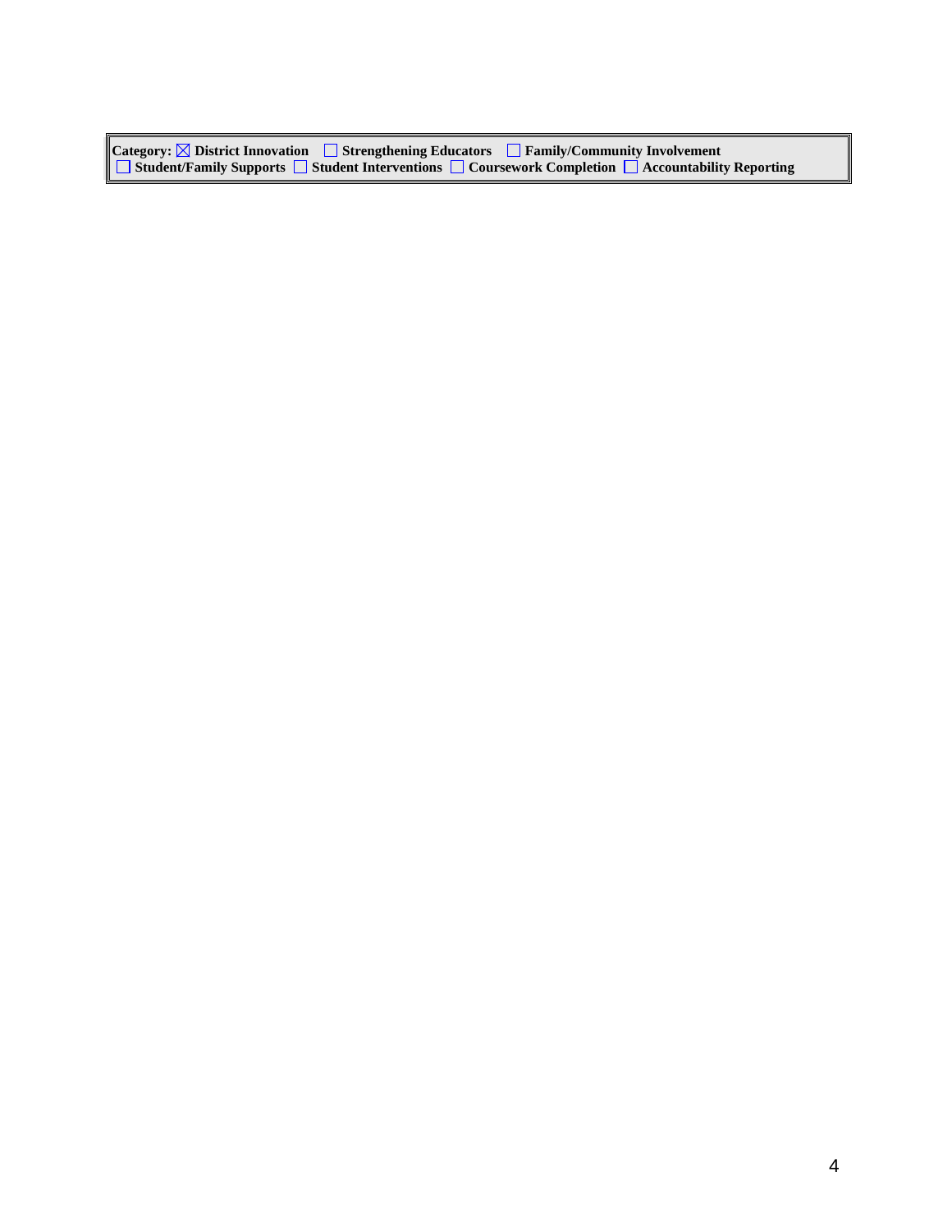Category: ☒ District Innovation ☐ Strengthening Educators ☐ Family/Community Involvement
☐ Student/Family Supports ☐ Student Interventions ☐ Coursework Completion ☐ Accountability Reporting